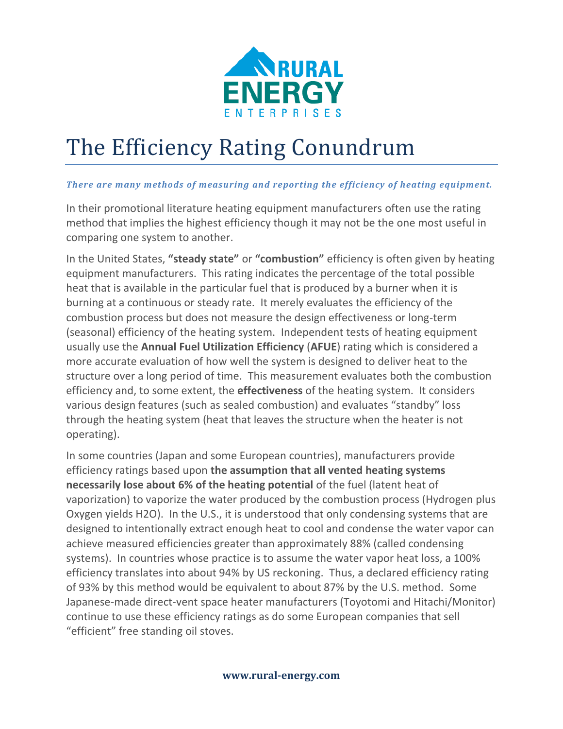# The Efficiency Rating Conundrum

***There are many methods of measuring and reporting the efficiency of heating equipment.***

In their promotional literature heating equipment manufacturers often use the rating method that implies the highest efficiency though it may not be the one most useful in comparing one system to another.

In the United States, **"steady state"** or **"combustion"** efficiency is often given by heating equipment manufacturers. This rating indicates the percentage of the total possible heat that is available in the particular fuel that is produced by a burner when it is burning at a continuous or steady rate. It merely evaluates the efficiency of the combustion process but does not measure the design effectiveness or long-term (seasonal) efficiency of the heating system. Independent tests of heating equipment usually use the **Annual Fuel Utilization Efficiency** (**AFUE**) rating which is considered a more accurate evaluation of how well the system is designed to deliver heat to the structure over a long period of time. This measurement evaluates both the combustion efficiency and, to some extent, the **effectiveness** of the heating system. It considers various design features (such as sealed combustion) and evaluates "standby" loss through the heating system (heat that leaves the structure when the heater is not operating).

In some countries (Japan and some European countries), manufacturers provide efficiency ratings based upon **the assumption that all vented heating systems necessarily lose about 6% of the heating potential** of the fuel (latent heat of vaporization) to vaporize the water produced by the combustion process (Hydrogen plus Oxygen yields H2O). In the U.S., it is understood that only condensing systems that are designed to intentionally extract enough heat to cool and condense the water vapor can achieve measured efficiencies greater than approximately 88% (called condensing systems). In countries whose practice is to assume the water vapor heat loss, a 100% efficiency translates into about 94% by US reckoning. Thus, a declared efficiency rating of 93% by this method would be equivalent to about 87% by the U.S. method. Some Japanese-made direct-vent space heater manufacturers (Toyotomi and Hitachi/Monitor) continue to use these efficiency ratings as do some European companies that sell "efficient" free standing oil stoves.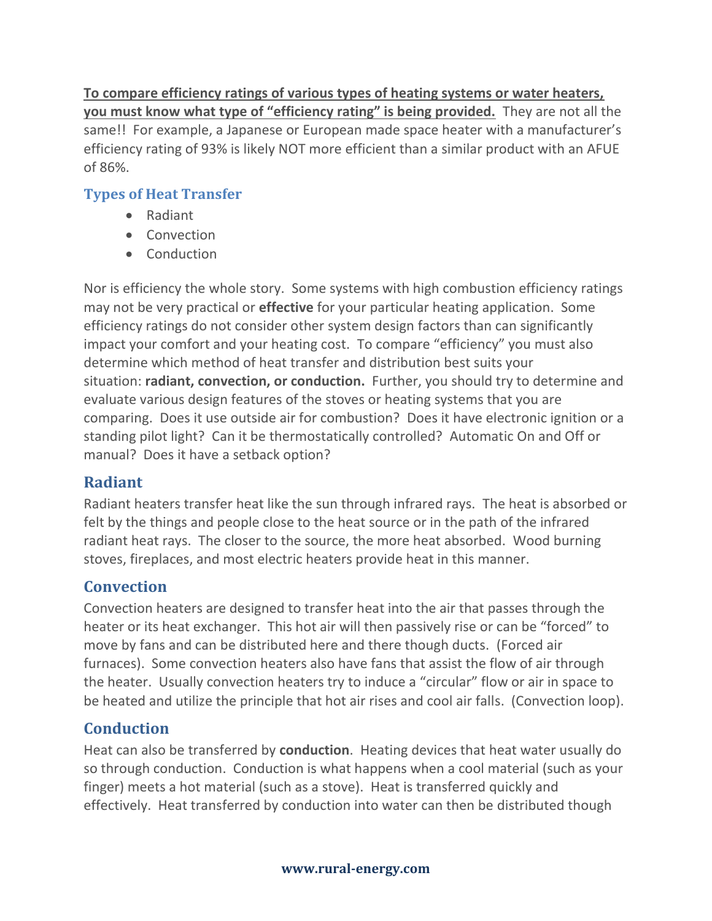**<u>To compare efficiency ratings of various types of heating systems or water heaters, you must know what type of "efficiency rating" is being provided.</u>** They are not all the same!! For example, a Japanese or European made space heater with a manufacturer's efficiency rating of 93% is likely NOT more efficient than a similar product with an AFUE of 86%.

### Types of Heat Transfer

- Radiant
- Convection
- Conduction

Nor is efficiency the whole story. Some systems with high combustion efficiency ratings may not be very practical or **effective** for your particular heating application. Some efficiency ratings do not consider other system design factors than can significantly impact your comfort and your heating cost. To compare "efficiency" you must also determine which method of heat transfer and distribution best suits your situation: **radiant, convection, or conduction.** Further, you should try to determine and evaluate various design features of the stoves or heating systems that you are comparing. Does it use outside air for combustion? Does it have electronic ignition or a standing pilot light? Can it be thermostatically controlled? Automatic On and Off or manual? Does it have a setback option?

## Radiant

Radiant heaters transfer heat like the sun through infrared rays. The heat is absorbed or felt by the things and people close to the heat source or in the path of the infrared radiant heat rays. The closer to the source, the more heat absorbed. Wood burning stoves, fireplaces, and most electric heaters provide heat in this manner.

## Convection

Convection heaters are designed to transfer heat into the air that passes through the heater or its heat exchanger. This hot air will then passively rise or can be "forced" to move by fans and can be distributed here and there though ducts. (Forced air furnaces). Some convection heaters also have fans that assist the flow of air through the heater. Usually convection heaters try to induce a "circular" flow or air in space to be heated and utilize the principle that hot air rises and cool air falls. (Convection loop).

## Conduction

Heat can also be transferred by **conduction**. Heating devices that heat water usually do so through conduction. Conduction is what happens when a cool material (such as your finger) meets a hot material (such as a stove). Heat is transferred quickly and effectively. Heat transferred by conduction into water can then be distributed though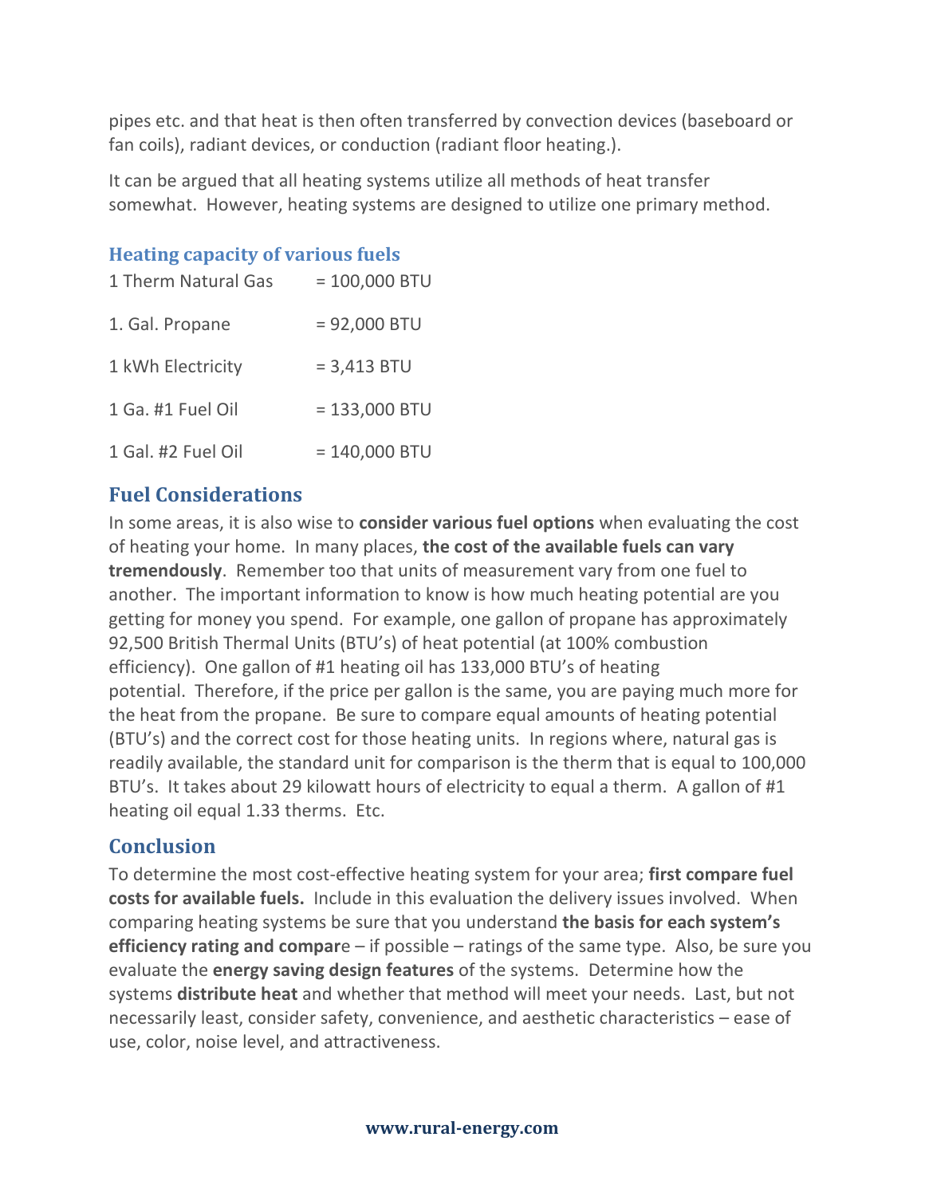pipes etc. and that heat is then often transferred by convection devices (baseboard or fan coils), radiant devices, or conduction (radiant floor heating.).

It can be argued that all heating systems utilize all methods of heat transfer somewhat. However, heating systems are designed to utilize one primary method.

### Heating capacity of various fuels

| | |
|---|---|
| 1 Therm Natural Gas | = 100,000 BTU |
| 1. Gal. Propane | = 92,000 BTU |
| 1 kWh Electricity | = 3,413 BTU |
| 1 Ga. #1 Fuel Oil | = 133,000 BTU |
| 1 Gal. #2 Fuel Oil | = 140,000 BTU |

## Fuel Considerations

In some areas, it is also wise to **consider various fuel options** when evaluating the cost of heating your home. In many places, **the cost of the available fuels can vary tremendously**. Remember too that units of measurement vary from one fuel to another. The important information to know is how much heating potential are you getting for money you spend. For example, one gallon of propane has approximately 92,500 British Thermal Units (BTU's) of heat potential (at 100% combustion efficiency). One gallon of #1 heating oil has 133,000 BTU's of heating potential. Therefore, if the price per gallon is the same, you are paying much more for the heat from the propane. Be sure to compare equal amounts of heating potential (BTU's) and the correct cost for those heating units. In regions where, natural gas is readily available, the standard unit for comparison is the therm that is equal to 100,000 BTU's. It takes about 29 kilowatt hours of electricity to equal a therm. A gallon of #1 heating oil equal 1.33 therms. Etc.

## Conclusion

To determine the most cost-effective heating system for your area; **first compare fuel costs for available fuels.** Include in this evaluation the delivery issues involved. When comparing heating systems be sure that you understand **the basis for each system's efficiency rating and compar**e – if possible – ratings of the same type. Also, be sure you evaluate the **energy saving design features** of the systems. Determine how the systems **distribute heat** and whether that method will meet your needs. Last, but not necessarily least, consider safety, convenience, and aesthetic characteristics – ease of use, color, noise level, and attractiveness.

**www.rural-energy.com**